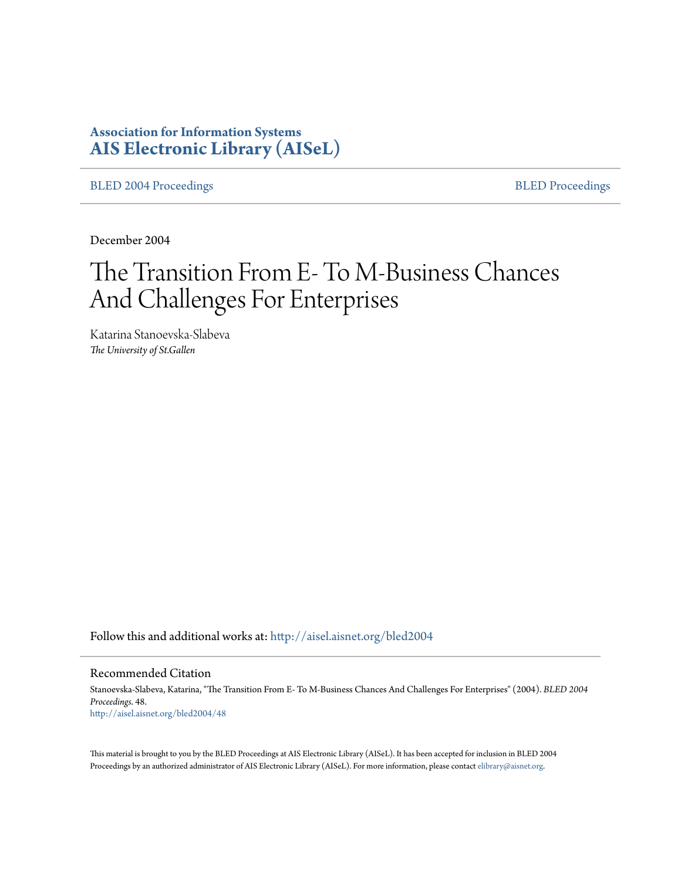**Association for Information Systems**
**AIS Electronic Library (AISeL)**

BLED 2004 Proceedings | BLED Proceedings

December 2004

# The Transition From E- To M-Business Chances And Challenges For Enterprises

Katarina Stanoevska-Slabeva
*The University of St.Gallen*

Follow this and additional works at: http://aisel.aisnet.org/bled2004

## Recommended Citation

Stanoevska-Slabeva, Katarina, "The Transition From E- To M-Business Chances And Challenges For Enterprises" (2004). *BLED 2004 Proceedings*. 48.
http://aisel.aisnet.org/bled2004/48

This material is brought to you by the BLED Proceedings at AIS Electronic Library (AISeL). It has been accepted for inclusion in BLED 2004 Proceedings by an authorized administrator of AIS Electronic Library (AISeL). For more information, please contact elibrary@aisnet.org.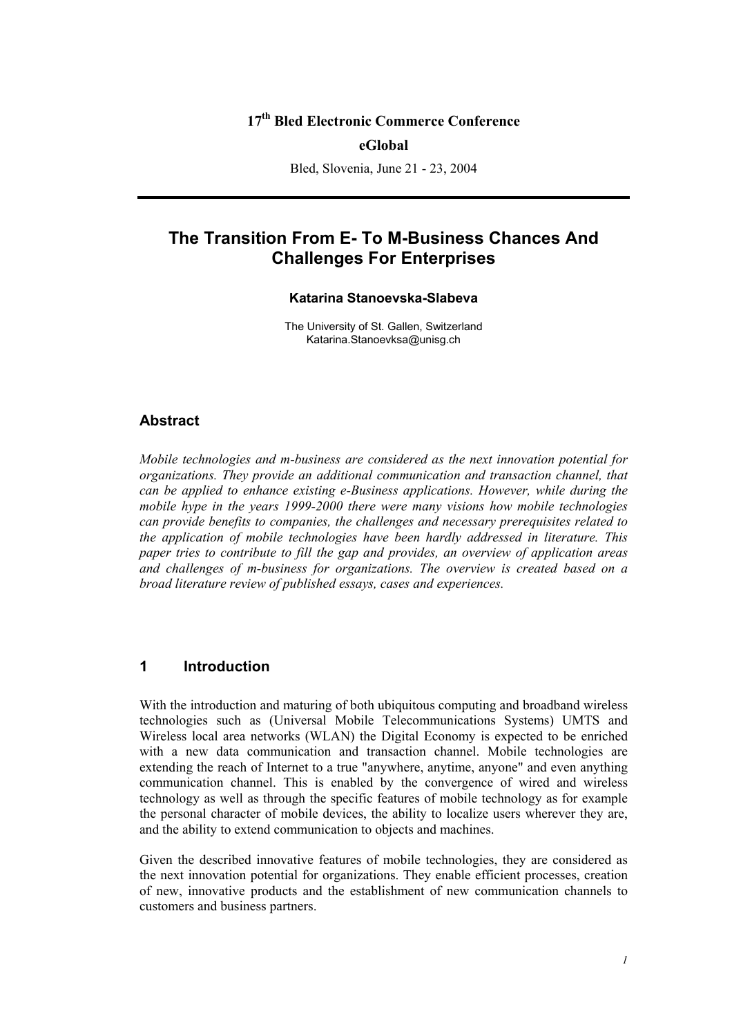17th Bled Electronic Commerce Conference

**eGlobal**

Bled, Slovenia, June 21 - 23, 2004

# The Transition From E- To M-Business Chances And Challenges For Enterprises

**Katarina Stanoevska-Slabeva**

The University of St. Gallen, Switzerland
Katarina.Stanoevksa@unisg.ch

## Abstract

*Mobile technologies and m-business are considered as the next innovation potential for organizations. They provide an additional communication and transaction channel, that can be applied to enhance existing e-Business applications. However, while during the mobile hype in the years 1999-2000 there were many visions how mobile technologies can provide benefits to companies, the challenges and necessary prerequisites related to the application of mobile technologies have been hardly addressed in literature. This paper tries to contribute to fill the gap and provides, an overview of application areas and challenges of m-business for organizations. The overview is created based on a broad literature review of published essays, cases and experiences.*

## 1 Introduction

With the introduction and maturing of both ubiquitous computing and broadband wireless technologies such as (Universal Mobile Telecommunications Systems) UMTS and Wireless local area networks (WLAN) the Digital Economy is expected to be enriched with a new data communication and transaction channel. Mobile technologies are extending the reach of Internet to a true "anywhere, anytime, anyone" and even anything communication channel. This is enabled by the convergence of wired and wireless technology as well as through the specific features of mobile technology as for example the personal character of mobile devices, the ability to localize users wherever they are, and the ability to extend communication to objects and machines.

Given the described innovative features of mobile technologies, they are considered as the next innovation potential for organizations. They enable efficient processes, creation of new, innovative products and the establishment of new communication channels to customers and business partners.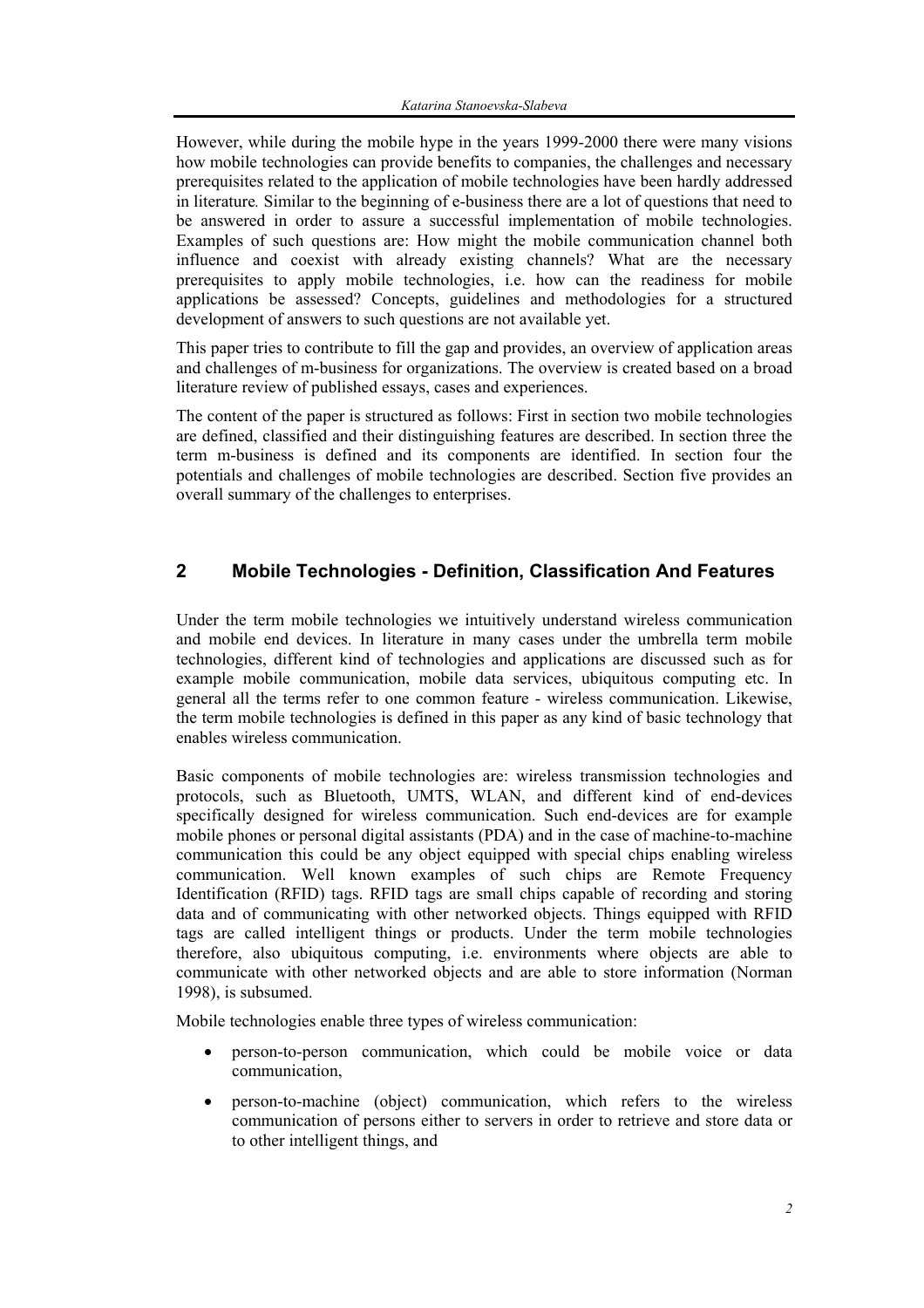However, while during the mobile hype in the years 1999-2000 there were many visions how mobile technologies can provide benefits to companies, the challenges and necessary prerequisites related to the application of mobile technologies have been hardly addressed in literature. Similar to the beginning of e-business there are a lot of questions that need to be answered in order to assure a successful implementation of mobile technologies. Examples of such questions are: How might the mobile communication channel both influence and coexist with already existing channels? What are the necessary prerequisites to apply mobile technologies, i.e. how can the readiness for mobile applications be assessed? Concepts, guidelines and methodologies for a structured development of answers to such questions are not available yet.

This paper tries to contribute to fill the gap and provides, an overview of application areas and challenges of m-business for organizations. The overview is created based on a broad literature review of published essays, cases and experiences.

The content of the paper is structured as follows: First in section two mobile technologies are defined, classified and their distinguishing features are described. In section three the term m-business is defined and its components are identified. In section four the potentials and challenges of mobile technologies are described. Section five provides an overall summary of the challenges to enterprises.

## 2 Mobile Technologies - Definition, Classification And Features

Under the term mobile technologies we intuitively understand wireless communication and mobile end devices. In literature in many cases under the umbrella term mobile technologies, different kind of technologies and applications are discussed such as for example mobile communication, mobile data services, ubiquitous computing etc. In general all the terms refer to one common feature - wireless communication. Likewise, the term mobile technologies is defined in this paper as any kind of basic technology that enables wireless communication.

Basic components of mobile technologies are: wireless transmission technologies and protocols, such as Bluetooth, UMTS, WLAN, and different kind of end-devices specifically designed for wireless communication. Such end-devices are for example mobile phones or personal digital assistants (PDA) and in the case of machine-to-machine communication this could be any object equipped with special chips enabling wireless communication. Well known examples of such chips are Remote Frequency Identification (RFID) tags. RFID tags are small chips capable of recording and storing data and of communicating with other networked objects. Things equipped with RFID tags are called intelligent things or products. Under the term mobile technologies therefore, also ubiquitous computing, i.e. environments where objects are able to communicate with other networked objects and are able to store information (Norman 1998), is subsumed.

Mobile technologies enable three types of wireless communication:

- person-to-person communication, which could be mobile voice or data communication,
- person-to-machine (object) communication, which refers to the wireless communication of persons either to servers in order to retrieve and store data or to other intelligent things, and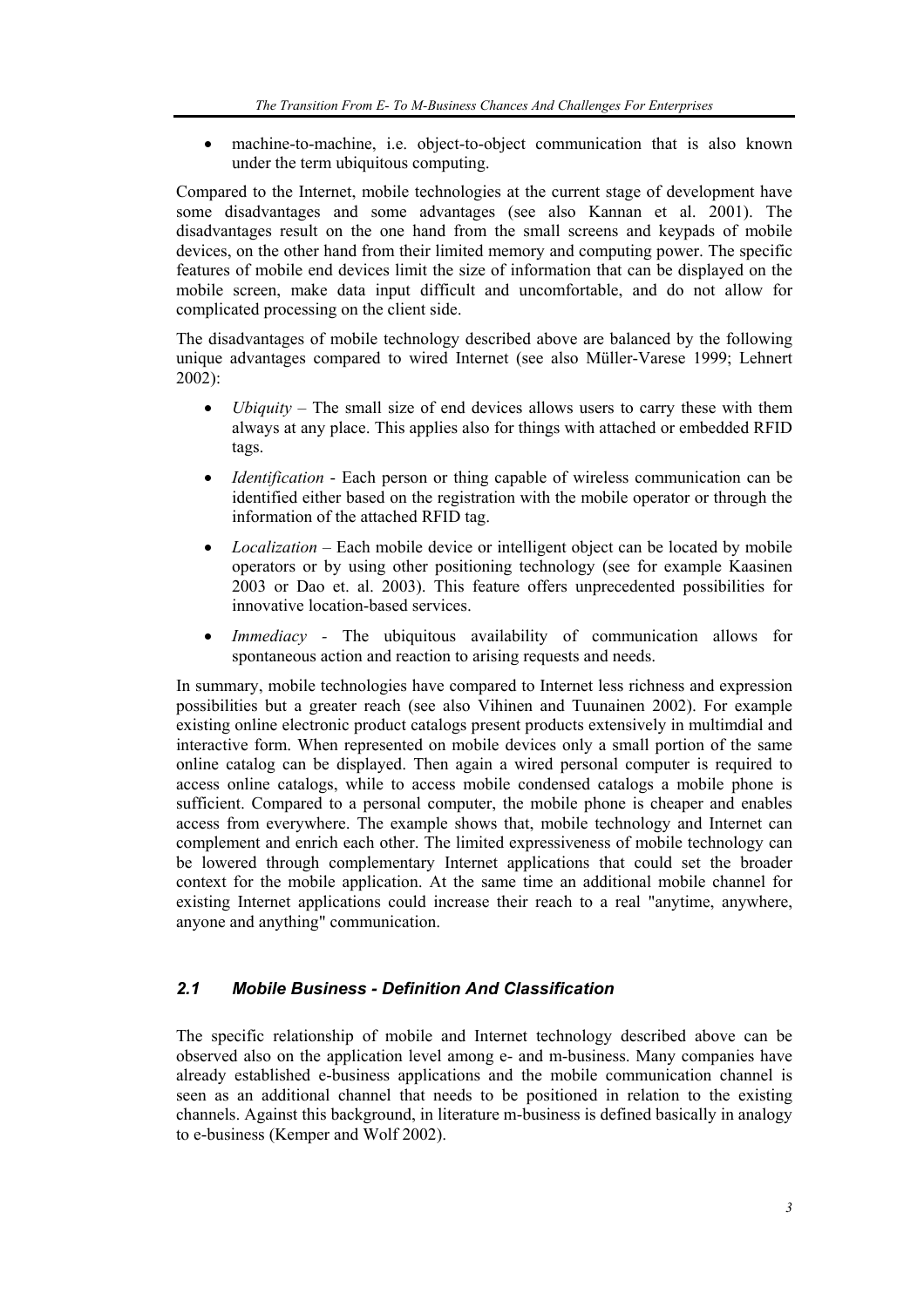- machine-to-machine, i.e. object-to-object communication that is also known under the term ubiquitous computing.

Compared to the Internet, mobile technologies at the current stage of development have some disadvantages and some advantages (see also Kannan et al. 2001). The disadvantages result on the one hand from the small screens and keypads of mobile devices, on the other hand from their limited memory and computing power. The specific features of mobile end devices limit the size of information that can be displayed on the mobile screen, make data input difficult and uncomfortable, and do not allow for complicated processing on the client side.

The disadvantages of mobile technology described above are balanced by the following unique advantages compared to wired Internet (see also Müller-Varese 1999; Lehnert 2002):

- *Ubiquity* – The small size of end devices allows users to carry these with them always at any place. This applies also for things with attached or embedded RFID tags.
- *Identification* - Each person or thing capable of wireless communication can be identified either based on the registration with the mobile operator or through the information of the attached RFID tag.
- *Localization* – Each mobile device or intelligent object can be located by mobile operators or by using other positioning technology (see for example Kaasinen 2003 or Dao et. al. 2003). This feature offers unprecedented possibilities for innovative location-based services.
- *Immediacy* - The ubiquitous availability of communication allows for spontaneous action and reaction to arising requests and needs.

In summary, mobile technologies have compared to Internet less richness and expression possibilities but a greater reach (see also Vihinen and Tuunainen 2002). For example existing online electronic product catalogs present products extensively in multimdial and interactive form. When represented on mobile devices only a small portion of the same online catalog can be displayed. Then again a wired personal computer is required to access online catalogs, while to access mobile condensed catalogs a mobile phone is sufficient. Compared to a personal computer, the mobile phone is cheaper and enables access from everywhere. The example shows that, mobile technology and Internet can complement and enrich each other. The limited expressiveness of mobile technology can be lowered through complementary Internet applications that could set the broader context for the mobile application. At the same time an additional mobile channel for existing Internet applications could increase their reach to a real "anytime, anywhere, anyone and anything" communication.

## 2.1 Mobile Business - Definition And Classification

The specific relationship of mobile and Internet technology described above can be observed also on the application level among e- and m-business. Many companies have already established e-business applications and the mobile communication channel is seen as an additional channel that needs to be positioned in relation to the existing channels. Against this background, in literature m-business is defined basically in analogy to e-business (Kemper and Wolf 2002).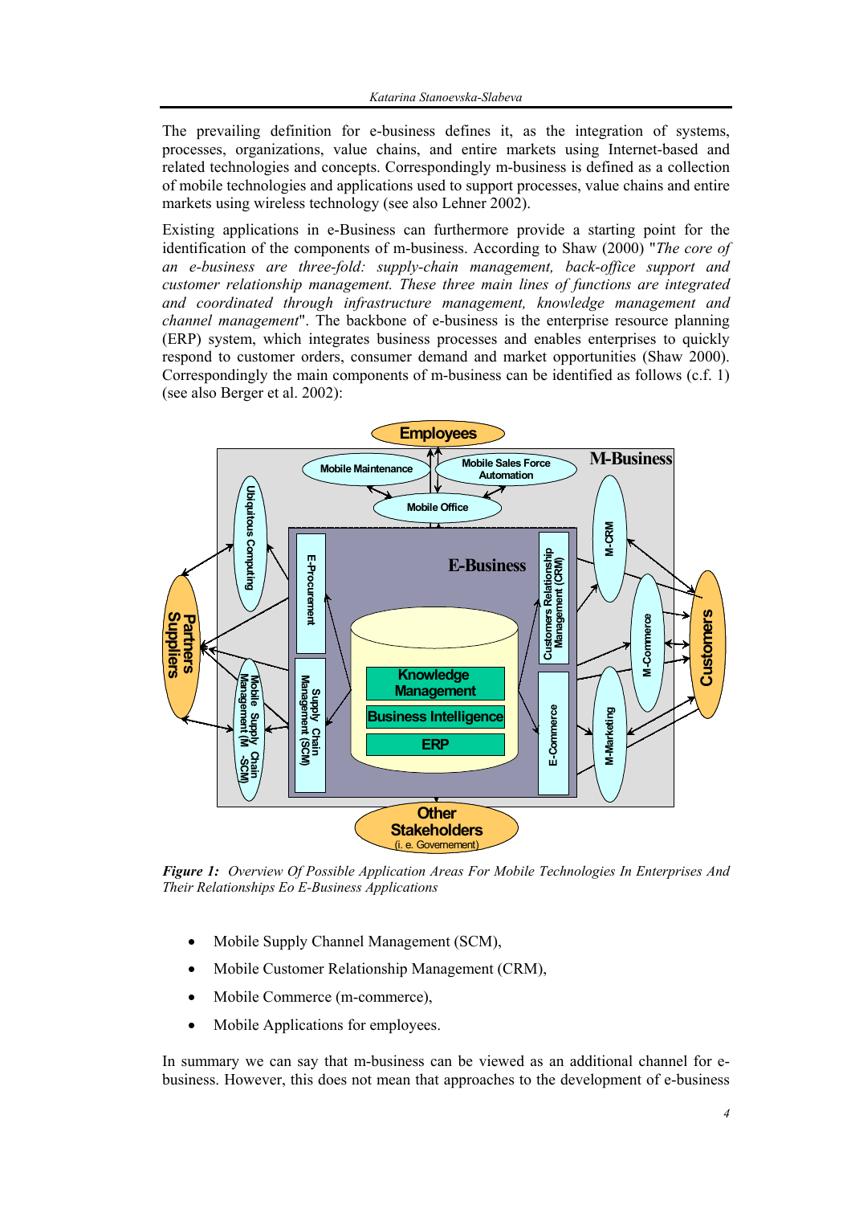The prevailing definition for e-business defines it, as the integration of systems, processes, organizations, value chains, and entire markets using Internet-based and related technologies and concepts. Correspondingly m-business is defined as a collection of mobile technologies and applications used to support processes, value chains and entire markets using wireless technology (see also Lehner 2002).

Existing applications in e-Business can furthermore provide a starting point for the identification of the components of m-business. According to Shaw (2000) "*The core of an e-business are three-fold: supply-chain management, back-office support and customer relationship management. These three main lines of functions are integrated and coordinated through infrastructure management, knowledge management and channel management*". The backbone of e-business is the enterprise resource planning (ERP) system, which integrates business processes and enables enterprises to quickly respond to customer orders, consumer demand and market opportunities (Shaw 2000). Correspondingly the main components of m-business can be identified as follows (c.f. 1) (see also Berger et al. 2002):

***Figure 1:*** *Overview Of Possible Application Areas For Mobile Technologies In Enterprises And Their Relationships Eo E-Business Applications*

- Mobile Supply Channel Management (SCM),
- Mobile Customer Relationship Management (CRM),
- Mobile Commerce (m-commerce),
- Mobile Applications for employees.

In summary we can say that m-business can be viewed as an additional channel for e-business. However, this does not mean that approaches to the development of e-business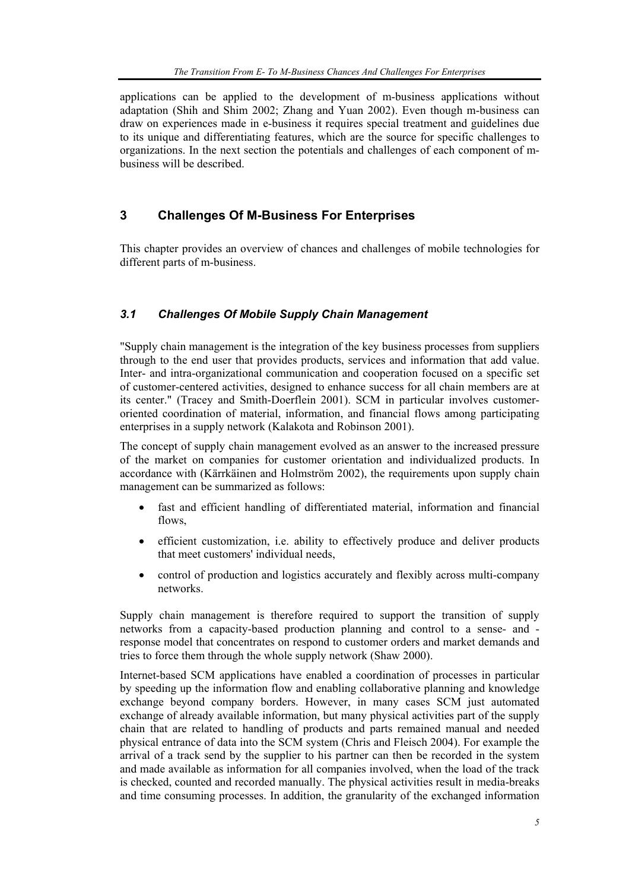applications can be applied to the development of m-business applications without adaptation (Shih and Shim 2002; Zhang and Yuan 2002). Even though m-business can draw on experiences made in e-business it requires special treatment and guidelines due to its unique and differentiating features, which are the source for specific challenges to organizations. In the next section the potentials and challenges of each component of m-business will be described.

## 3 Challenges Of M-Business For Enterprises

This chapter provides an overview of chances and challenges of mobile technologies for different parts of m-business.

### *3.1 Challenges Of Mobile Supply Chain Management*

"Supply chain management is the integration of the key business processes from suppliers through to the end user that provides products, services and information that add value. Inter- and intra-organizational communication and cooperation focused on a specific set of customer-centered activities, designed to enhance success for all chain members are at its center." (Tracey and Smith-Doerflein 2001). SCM in particular involves customer-oriented coordination of material, information, and financial flows among participating enterprises in a supply network (Kalakota and Robinson 2001).

The concept of supply chain management evolved as an answer to the increased pressure of the market on companies for customer orientation and individualized products. In accordance with (Kärrkäinen and Holmström 2002), the requirements upon supply chain management can be summarized as follows:

- fast and efficient handling of differentiated material, information and financial flows,
- efficient customization, i.e. ability to effectively produce and deliver products that meet customers' individual needs,
- control of production and logistics accurately and flexibly across multi-company networks.

Supply chain management is therefore required to support the transition of supply networks from a capacity-based production planning and control to a sense- and -response model that concentrates on respond to customer orders and market demands and tries to force them through the whole supply network (Shaw 2000).

Internet-based SCM applications have enabled a coordination of processes in particular by speeding up the information flow and enabling collaborative planning and knowledge exchange beyond company borders. However, in many cases SCM just automated exchange of already available information, but many physical activities part of the supply chain that are related to handling of products and parts remained manual and needed physical entrance of data into the SCM system (Chris and Fleisch 2004). For example the arrival of a track send by the supplier to his partner can then be recorded in the system and made available as information for all companies involved, when the load of the track is checked, counted and recorded manually. The physical activities result in media-breaks and time consuming processes. In addition, the granularity of the exchanged information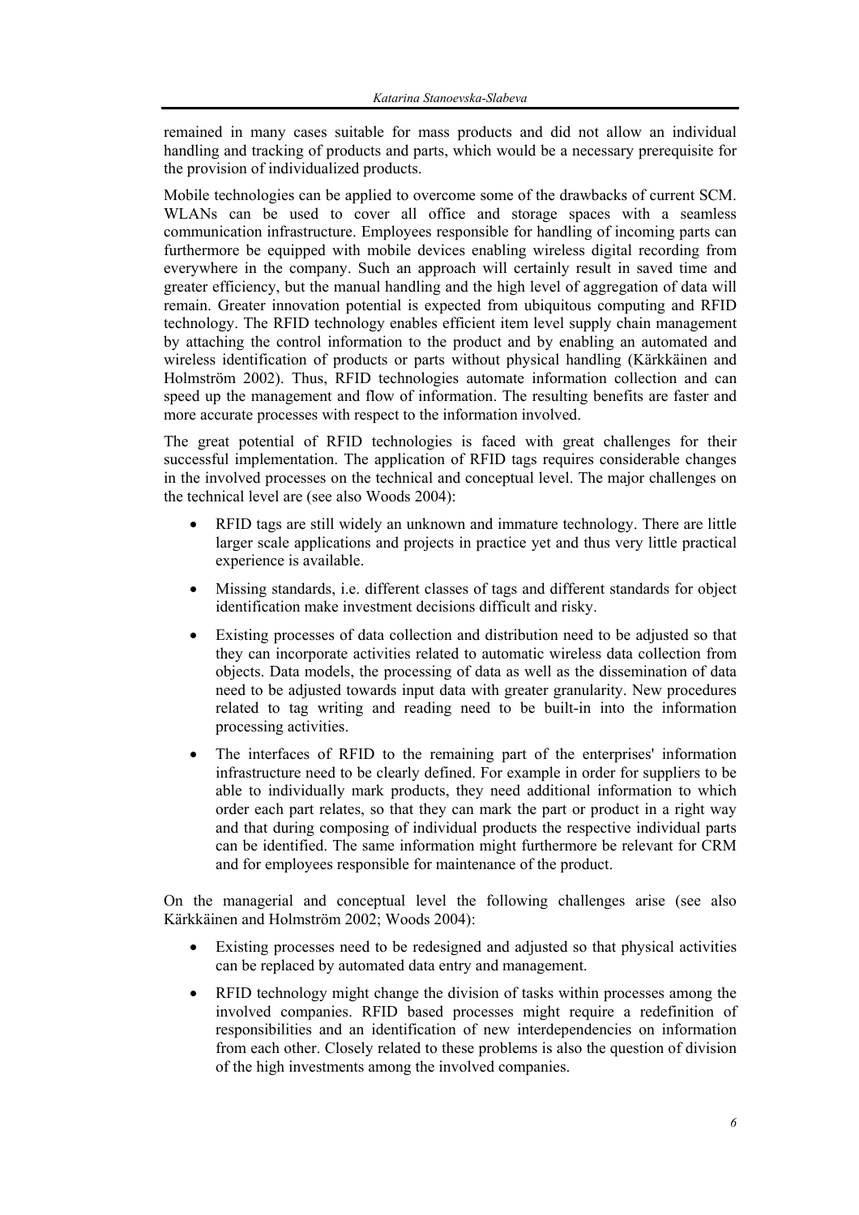remained in many cases suitable for mass products and did not allow an individual handling and tracking of products and parts, which would be a necessary prerequisite for the provision of individualized products.

Mobile technologies can be applied to overcome some of the drawbacks of current SCM. WLANs can be used to cover all office and storage spaces with a seamless communication infrastructure. Employees responsible for handling of incoming parts can furthermore be equipped with mobile devices enabling wireless digital recording from everywhere in the company. Such an approach will certainly result in saved time and greater efficiency, but the manual handling and the high level of aggregation of data will remain. Greater innovation potential is expected from ubiquitous computing and RFID technology. The RFID technology enables efficient item level supply chain management by attaching the control information to the product and by enabling an automated and wireless identification of products or parts without physical handling (Kärkkäinen and Holmström 2002). Thus, RFID technologies automate information collection and can speed up the management and flow of information. The resulting benefits are faster and more accurate processes with respect to the information involved.

The great potential of RFID technologies is faced with great challenges for their successful implementation. The application of RFID tags requires considerable changes in the involved processes on the technical and conceptual level. The major challenges on the technical level are (see also Woods 2004):

- RFID tags are still widely an unknown and immature technology. There are little larger scale applications and projects in practice yet and thus very little practical experience is available.
- Missing standards, i.e. different classes of tags and different standards for object identification make investment decisions difficult and risky.
- Existing processes of data collection and distribution need to be adjusted so that they can incorporate activities related to automatic wireless data collection from objects. Data models, the processing of data as well as the dissemination of data need to be adjusted towards input data with greater granularity. New procedures related to tag writing and reading need to be built-in into the information processing activities.
- The interfaces of RFID to the remaining part of the enterprises' information infrastructure need to be clearly defined. For example in order for suppliers to be able to individually mark products, they need additional information to which order each part relates, so that they can mark the part or product in a right way and that during composing of individual products the respective individual parts can be identified. The same information might furthermore be relevant for CRM and for employees responsible for maintenance of the product.

On the managerial and conceptual level the following challenges arise (see also Kärkkäinen and Holmström 2002; Woods 2004):

- Existing processes need to be redesigned and adjusted so that physical activities can be replaced by automated data entry and management.
- RFID technology might change the division of tasks within processes among the involved companies. RFID based processes might require a redefinition of responsibilities and an identification of new interdependencies on information from each other. Closely related to these problems is also the question of division of the high investments among the involved companies.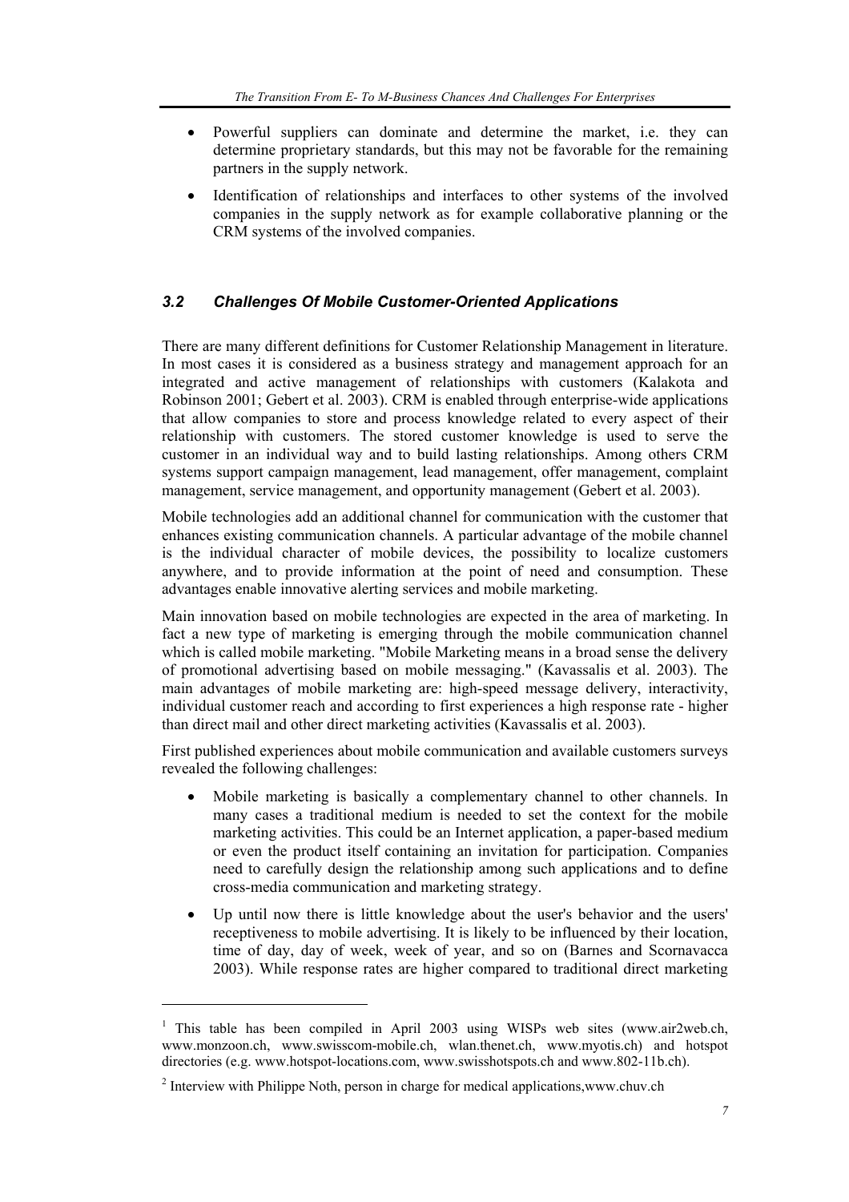- Powerful suppliers can dominate and determine the market, i.e. they can determine proprietary standards, but this may not be favorable for the remaining partners in the supply network.
- Identification of relationships and interfaces to other systems of the involved companies in the supply network as for example collaborative planning or the CRM systems of the involved companies.

### *3.2 Challenges Of Mobile Customer-Oriented Applications*

There are many different definitions for Customer Relationship Management in literature. In most cases it is considered as a business strategy and management approach for an integrated and active management of relationships with customers (Kalakota and Robinson 2001; Gebert et al. 2003). CRM is enabled through enterprise-wide applications that allow companies to store and process knowledge related to every aspect of their relationship with customers. The stored customer knowledge is used to serve the customer in an individual way and to build lasting relationships. Among others CRM systems support campaign management, lead management, offer management, complaint management, service management, and opportunity management (Gebert et al. 2003).

Mobile technologies add an additional channel for communication with the customer that enhances existing communication channels. A particular advantage of the mobile channel is the individual character of mobile devices, the possibility to localize customers anywhere, and to provide information at the point of need and consumption. These advantages enable innovative alerting services and mobile marketing.

Main innovation based on mobile technologies are expected in the area of marketing. In fact a new type of marketing is emerging through the mobile communication channel which is called mobile marketing. "Mobile Marketing means in a broad sense the delivery of promotional advertising based on mobile messaging." (Kavassalis et al. 2003). The main advantages of mobile marketing are: high-speed message delivery, interactivity, individual customer reach and according to first experiences a high response rate - higher than direct mail and other direct marketing activities (Kavassalis et al. 2003).

First published experiences about mobile communication and available customers surveys revealed the following challenges:

- Mobile marketing is basically a complementary channel to other channels. In many cases a traditional medium is needed to set the context for the mobile marketing activities. This could be an Internet application, a paper-based medium or even the product itself containing an invitation for participation. Companies need to carefully design the relationship among such applications and to define cross-media communication and marketing strategy.
- Up until now there is little knowledge about the user's behavior and the users' receptiveness to mobile advertising. It is likely to be influenced by their location, time of day, day of week, week of year, and so on (Barnes and Scornavacca 2003). While response rates are higher compared to traditional direct marketing

---

[1] This table has been compiled in April 2003 using WISPs web sites (www.air2web.ch, www.monzoon.ch, www.swisscom-mobile.ch, wlan.thenet.ch, www.myotis.ch) and hotspot directories (e.g. www.hotspot-locations.com, www.swisshotspots.ch and www.802-11b.ch).

[2] Interview with Philippe Noth, person in charge for medical applications,www.chuv.ch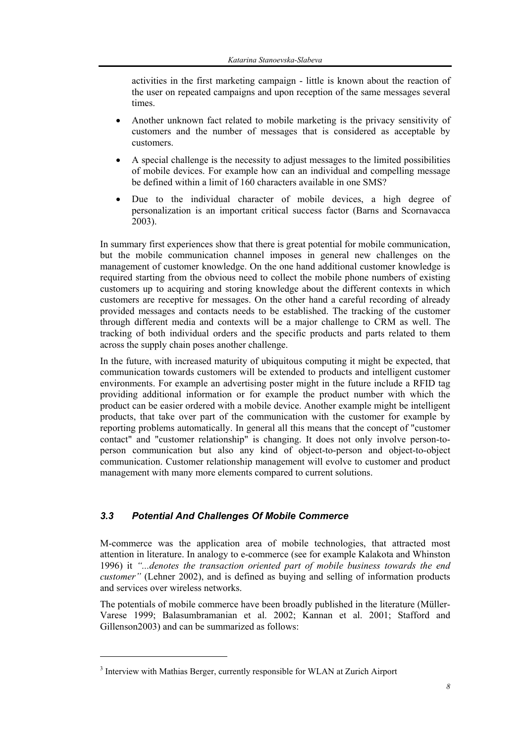activities in the first marketing campaign - little is known about the reaction of the user on repeated campaigns and upon reception of the same messages several times.

- Another unknown fact related to mobile marketing is the privacy sensitivity of customers and the number of messages that is considered as acceptable by customers.
- A special challenge is the necessity to adjust messages to the limited possibilities of mobile devices. For example how can an individual and compelling message be defined within a limit of 160 characters available in one SMS?
- Due to the individual character of mobile devices, a high degree of personalization is an important critical success factor (Barns and Scornavacca 2003).

In summary first experiences show that there is great potential for mobile communication, but the mobile communication channel imposes in general new challenges on the management of customer knowledge. On the one hand additional customer knowledge is required starting from the obvious need to collect the mobile phone numbers of existing customers up to acquiring and storing knowledge about the different contexts in which customers are receptive for messages. On the other hand a careful recording of already provided messages and contacts needs to be established. The tracking of the customer through different media and contexts will be a major challenge to CRM as well. The tracking of both individual orders and the specific products and parts related to them across the supply chain poses another challenge.

In the future, with increased maturity of ubiquitous computing it might be expected, that communication towards customers will be extended to products and intelligent customer environments. For example an advertising poster might in the future include a RFID tag providing additional information or for example the product number with which the product can be easier ordered with a mobile device. Another example might be intelligent products, that take over part of the communication with the customer for example by reporting problems automatically. In general all this means that the concept of "customer contact" and "customer relationship" is changing. It does not only involve person-to-person communication but also any kind of object-to-person and object-to-object communication. Customer relationship management will evolve to customer and product management with many more elements compared to current solutions.

### *3.3 Potential And Challenges Of Mobile Commerce*

M-commerce was the application area of mobile technologies, that attracted most attention in literature. In analogy to e-commerce (see for example Kalakota and Whinston 1996) it *"...denotes the transaction oriented part of mobile business towards the end customer"* (Lehner 2002), and is defined as buying and selling of information products and services over wireless networks.

The potentials of mobile commerce have been broadly published in the literature (Müller-Varese 1999; Balasumbramanian et al. 2002; Kannan et al. 2001; Stafford and Gillenson2003) and can be summarized as follows:

[3] Interview with Mathias Berger, currently responsible for WLAN at Zurich Airport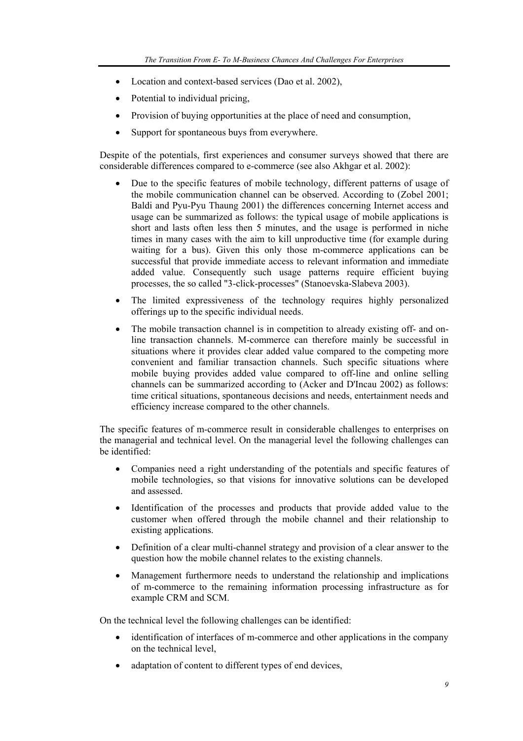- Location and context-based services (Dao et al. 2002),
- Potential to individual pricing,
- Provision of buying opportunities at the place of need and consumption,
- Support for spontaneous buys from everywhere.

Despite of the potentials, first experiences and consumer surveys showed that there are considerable differences compared to e-commerce (see also Akhgar et al. 2002):

- Due to the specific features of mobile technology, different patterns of usage of the mobile communication channel can be observed. According to (Zobel 2001; Baldi and Pyu-Pyu Thaung 2001) the differences concerning Internet access and usage can be summarized as follows: the typical usage of mobile applications is short and lasts often less then 5 minutes, and the usage is performed in niche times in many cases with the aim to kill unproductive time (for example during waiting for a bus). Given this only those m-commerce applications can be successful that provide immediate access to relevant information and immediate added value. Consequently such usage patterns require efficient buying processes, the so called "3-click-processes" (Stanoevska-Slabeva 2003).
- The limited expressiveness of the technology requires highly personalized offerings up to the specific individual needs.
- The mobile transaction channel is in competition to already existing off- and on-line transaction channels. M-commerce can therefore mainly be successful in situations where it provides clear added value compared to the competing more convenient and familiar transaction channels. Such specific situations where mobile buying provides added value compared to off-line and online selling channels can be summarized according to (Acker and D'Incau 2002) as follows: time critical situations, spontaneous decisions and needs, entertainment needs and efficiency increase compared to the other channels.

The specific features of m-commerce result in considerable challenges to enterprises on the managerial and technical level. On the managerial level the following challenges can be identified:

- Companies need a right understanding of the potentials and specific features of mobile technologies, so that visions for innovative solutions can be developed and assessed.
- Identification of the processes and products that provide added value to the customer when offered through the mobile channel and their relationship to existing applications.
- Definition of a clear multi-channel strategy and provision of a clear answer to the question how the mobile channel relates to the existing channels.
- Management furthermore needs to understand the relationship and implications of m-commerce to the remaining information processing infrastructure as for example CRM and SCM.

On the technical level the following challenges can be identified:

- identification of interfaces of m-commerce and other applications in the company on the technical level,
- adaptation of content to different types of end devices,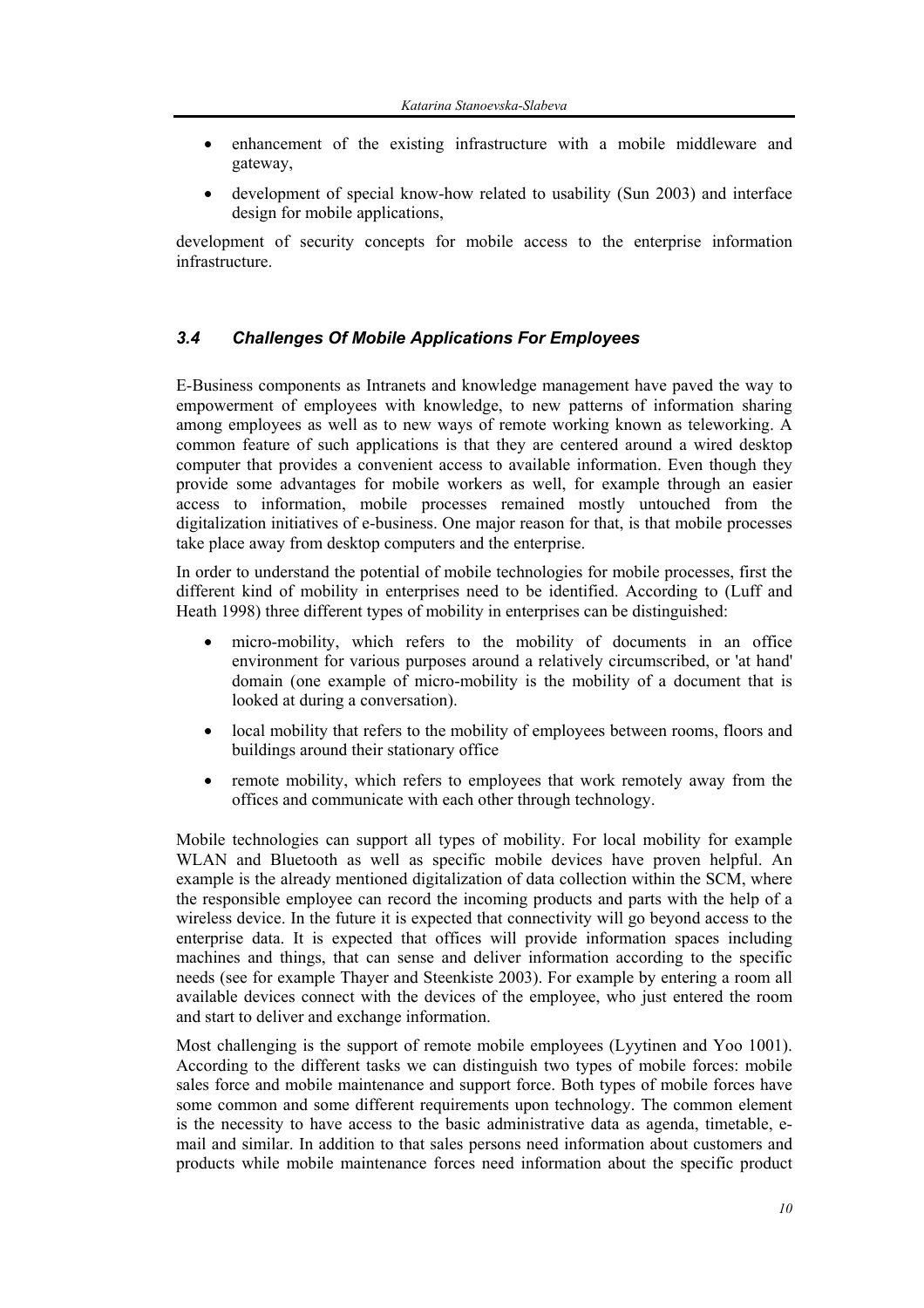- enhancement of the existing infrastructure with a mobile middleware and gateway,
- development of special know-how related to usability (Sun 2003) and interface design for mobile applications,

development of security concepts for mobile access to the enterprise information infrastructure.

### *3.4 Challenges Of Mobile Applications For Employees*

E-Business components as Intranets and knowledge management have paved the way to empowerment of employees with knowledge, to new patterns of information sharing among employees as well as to new ways of remote working known as teleworking. A common feature of such applications is that they are centered around a wired desktop computer that provides a convenient access to available information. Even though they provide some advantages for mobile workers as well, for example through an easier access to information, mobile processes remained mostly untouched from the digitalization initiatives of e-business. One major reason for that, is that mobile processes take place away from desktop computers and the enterprise.

In order to understand the potential of mobile technologies for mobile processes, first the different kind of mobility in enterprises need to be identified. According to (Luff and Heath 1998) three different types of mobility in enterprises can be distinguished:

- micro-mobility, which refers to the mobility of documents in an office environment for various purposes around a relatively circumscribed, or 'at hand' domain (one example of micro-mobility is the mobility of a document that is looked at during a conversation).
- local mobility that refers to the mobility of employees between rooms, floors and buildings around their stationary office
- remote mobility, which refers to employees that work remotely away from the offices and communicate with each other through technology.

Mobile technologies can support all types of mobility. For local mobility for example WLAN and Bluetooth as well as specific mobile devices have proven helpful. An example is the already mentioned digitalization of data collection within the SCM, where the responsible employee can record the incoming products and parts with the help of a wireless device. In the future it is expected that connectivity will go beyond access to the enterprise data. It is expected that offices will provide information spaces including machines and things, that can sense and deliver information according to the specific needs (see for example Thayer and Steenkiste 2003). For example by entering a room all available devices connect with the devices of the employee, who just entered the room and start to deliver and exchange information.

Most challenging is the support of remote mobile employees (Lyytinen and Yoo 1001). According to the different tasks we can distinguish two types of mobile forces: mobile sales force and mobile maintenance and support force. Both types of mobile forces have some common and some different requirements upon technology. The common element is the necessity to have access to the basic administrative data as agenda, timetable, e-mail and similar. In addition to that sales persons need information about customers and products while mobile maintenance forces need information about the specific product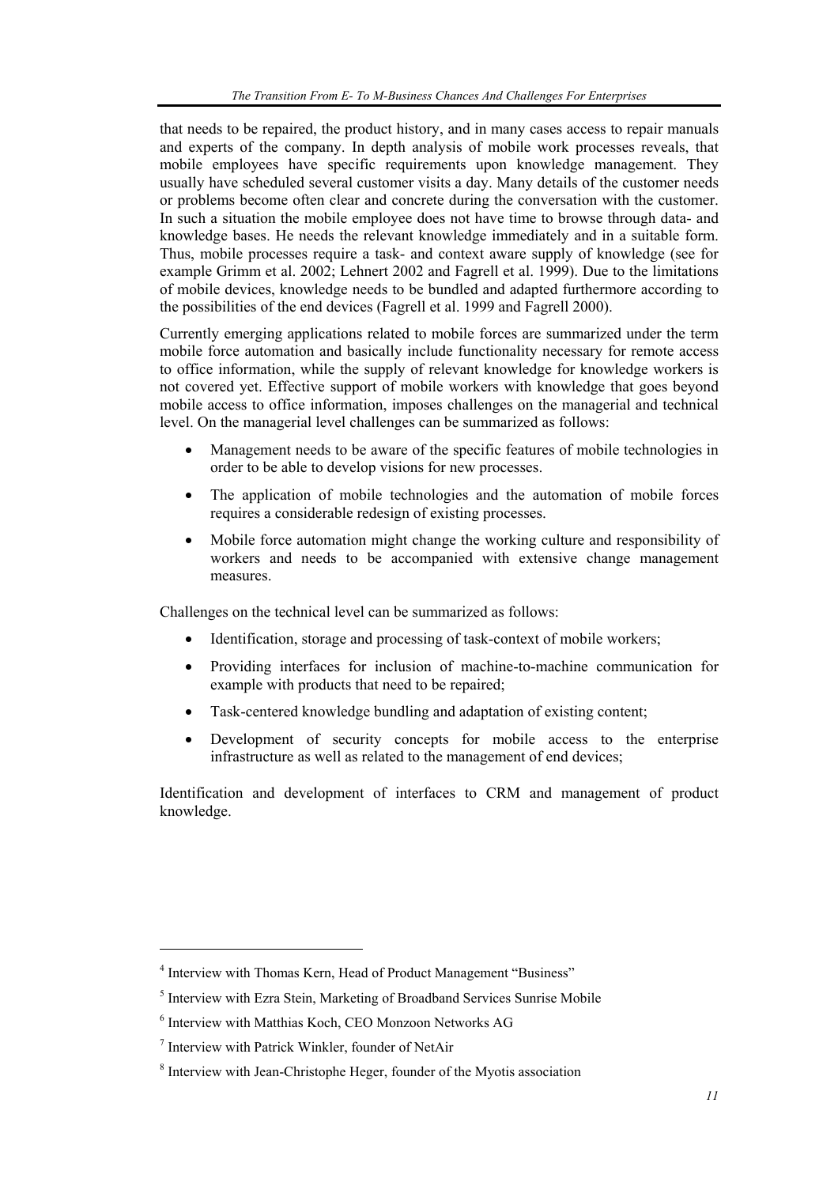that needs to be repaired, the product history, and in many cases access to repair manuals and experts of the company. In depth analysis of mobile work processes reveals, that mobile employees have specific requirements upon knowledge management. They usually have scheduled several customer visits a day. Many details of the customer needs or problems become often clear and concrete during the conversation with the customer. In such a situation the mobile employee does not have time to browse through data- and knowledge bases. He needs the relevant knowledge immediately and in a suitable form. Thus, mobile processes require a task- and context aware supply of knowledge (see for example Grimm et al. 2002; Lehnert 2002 and Fagrell et al. 1999). Due to the limitations of mobile devices, knowledge needs to be bundled and adapted furthermore according to the possibilities of the end devices (Fagrell et al. 1999 and Fagrell 2000).

Currently emerging applications related to mobile forces are summarized under the term mobile force automation and basically include functionality necessary for remote access to office information, while the supply of relevant knowledge for knowledge workers is not covered yet. Effective support of mobile workers with knowledge that goes beyond mobile access to office information, imposes challenges on the managerial and technical level. On the managerial level challenges can be summarized as follows:

- Management needs to be aware of the specific features of mobile technologies in order to be able to develop visions for new processes.
- The application of mobile technologies and the automation of mobile forces requires a considerable redesign of existing processes.
- Mobile force automation might change the working culture and responsibility of workers and needs to be accompanied with extensive change management measures.

Challenges on the technical level can be summarized as follows:

- Identification, storage and processing of task-context of mobile workers;
- Providing interfaces for inclusion of machine-to-machine communication for example with products that need to be repaired;
- Task-centered knowledge bundling and adaptation of existing content;
- Development of security concepts for mobile access to the enterprise infrastructure as well as related to the management of end devices;

Identification and development of interfaces to CRM and management of product knowledge.

---

[4] Interview with Thomas Kern, Head of Product Management "Business"

[5] Interview with Ezra Stein, Marketing of Broadband Services Sunrise Mobile

[6] Interview with Matthias Koch, CEO Monzoon Networks AG

[7] Interview with Patrick Winkler, founder of NetAir

[8] Interview with Jean-Christophe Heger, founder of the Myotis association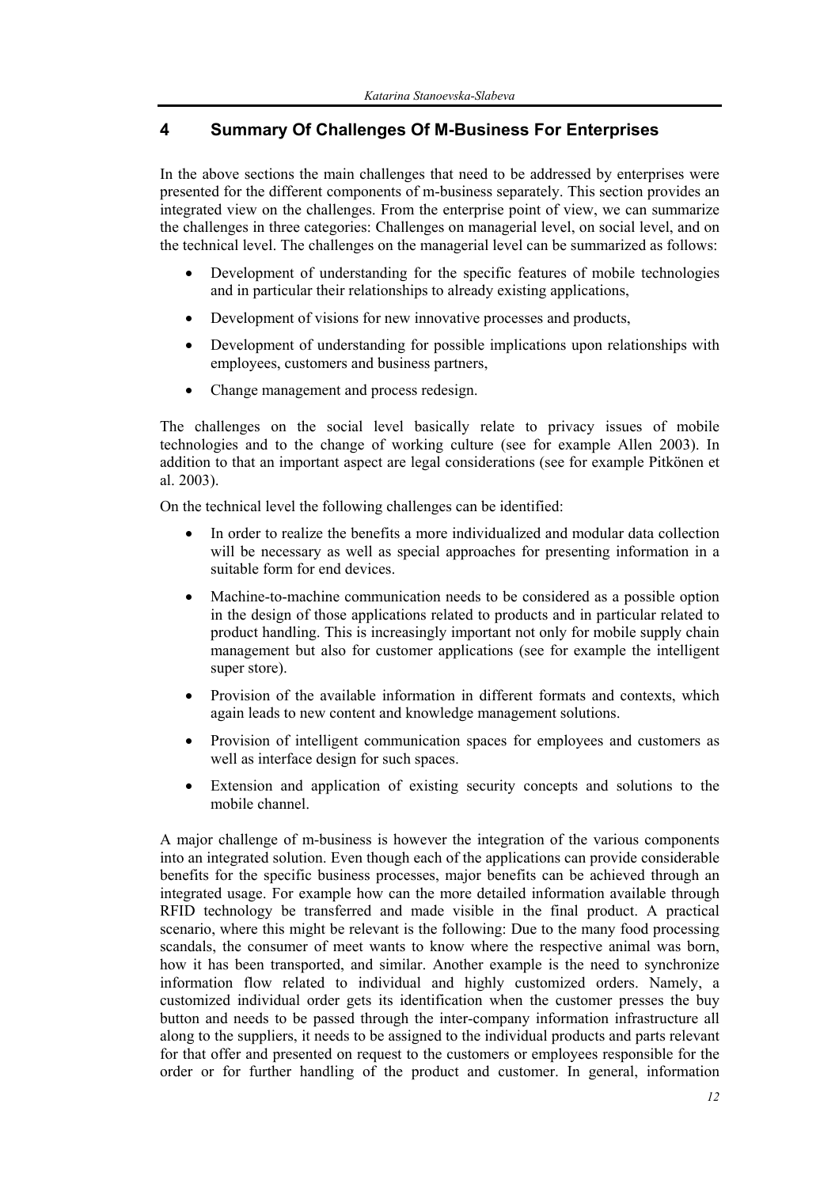## 4 Summary Of Challenges Of M-Business For Enterprises

In the above sections the main challenges that need to be addressed by enterprises were presented for the different components of m-business separately. This section provides an integrated view on the challenges. From the enterprise point of view, we can summarize the challenges in three categories: Challenges on managerial level, on social level, and on the technical level. The challenges on the managerial level can be summarized as follows:

- Development of understanding for the specific features of mobile technologies and in particular their relationships to already existing applications,
- Development of visions for new innovative processes and products,
- Development of understanding for possible implications upon relationships with employees, customers and business partners,
- Change management and process redesign.

The challenges on the social level basically relate to privacy issues of mobile technologies and to the change of working culture (see for example Allen 2003). In addition to that an important aspect are legal considerations (see for example Pitkönen et al. 2003).

On the technical level the following challenges can be identified:

- In order to realize the benefits a more individualized and modular data collection will be necessary as well as special approaches for presenting information in a suitable form for end devices.
- Machine-to-machine communication needs to be considered as a possible option in the design of those applications related to products and in particular related to product handling. This is increasingly important not only for mobile supply chain management but also for customer applications (see for example the intelligent super store).
- Provision of the available information in different formats and contexts, which again leads to new content and knowledge management solutions.
- Provision of intelligent communication spaces for employees and customers as well as interface design for such spaces.
- Extension and application of existing security concepts and solutions to the mobile channel.

A major challenge of m-business is however the integration of the various components into an integrated solution. Even though each of the applications can provide considerable benefits for the specific business processes, major benefits can be achieved through an integrated usage. For example how can the more detailed information available through RFID technology be transferred and made visible in the final product. A practical scenario, where this might be relevant is the following: Due to the many food processing scandals, the consumer of meet wants to know where the respective animal was born, how it has been transported, and similar. Another example is the need to synchronize information flow related to individual and highly customized orders. Namely, a customized individual order gets its identification when the customer presses the buy button and needs to be passed through the inter-company information infrastructure all along to the suppliers, it needs to be assigned to the individual products and parts relevant for that offer and presented on request to the customers or employees responsible for the order or for further handling of the product and customer. In general, information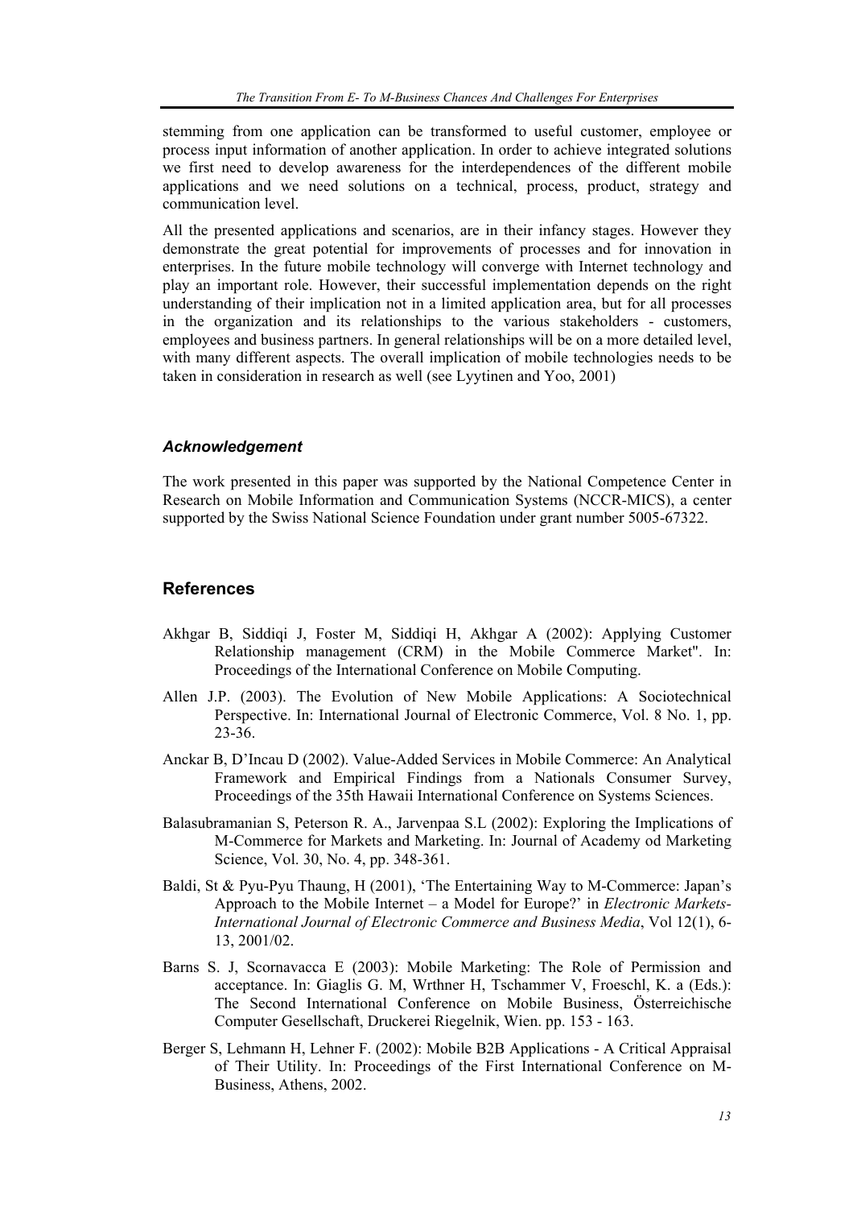stemming from one application can be transformed to useful customer, employee or process input information of another application. In order to achieve integrated solutions we first need to develop awareness for the interdependences of the different mobile applications and we need solutions on a technical, process, product, strategy and communication level.

All the presented applications and scenarios, are in their infancy stages. However they demonstrate the great potential for improvements of processes and for innovation in enterprises. In the future mobile technology will converge with Internet technology and play an important role. However, their successful implementation depends on the right understanding of their implication not in a limited application area, but for all processes in the organization and its relationships to the various stakeholders - customers, employees and business partners. In general relationships will be on a more detailed level, with many different aspects. The overall implication of mobile technologies needs to be taken in consideration in research as well (see Lyytinen and Yoo, 2001)

### *Acknowledgement*

The work presented in this paper was supported by the National Competence Center in Research on Mobile Information and Communication Systems (NCCR-MICS), a center supported by the Swiss National Science Foundation under grant number 5005-67322.

## References

Akhgar B, Siddiqi J, Foster M, Siddiqi H, Akhgar A (2002): Applying Customer Relationship management (CRM) in the Mobile Commerce Market". In: Proceedings of the International Conference on Mobile Computing.

Allen J.P. (2003). The Evolution of New Mobile Applications: A Sociotechnical Perspective. In: International Journal of Electronic Commerce, Vol. 8 No. 1, pp. 23-36.

Anckar B, D'Incau D (2002). Value-Added Services in Mobile Commerce: An Analytical Framework and Empirical Findings from a Nationals Consumer Survey, Proceedings of the 35th Hawaii International Conference on Systems Sciences.

Balasubramanian S, Peterson R. A., Jarvenpaa S.L (2002): Exploring the Implications of M-Commerce for Markets and Marketing. In: Journal of Academy od Marketing Science, Vol. 30, No. 4, pp. 348-361.

Baldi, St & Pyu-Pyu Thaung, H (2001), 'The Entertaining Way to M-Commerce: Japan's Approach to the Mobile Internet – a Model for Europe?' in *Electronic Markets-International Journal of Electronic Commerce and Business Media*, Vol 12(1), 6-13, 2001/02.

Barns S. J, Scornavacca E (2003): Mobile Marketing: The Role of Permission and acceptance. In: Giaglis G. M, Wrthner H, Tschammer V, Froeschl, K. a (Eds.): The Second International Conference on Mobile Business, Österreichische Computer Gesellschaft, Druckerei Riegelnik, Wien. pp. 153 - 163.

Berger S, Lehmann H, Lehner F. (2002): Mobile B2B Applications - A Critical Appraisal of Their Utility. In: Proceedings of the First International Conference on M-Business, Athens, 2002.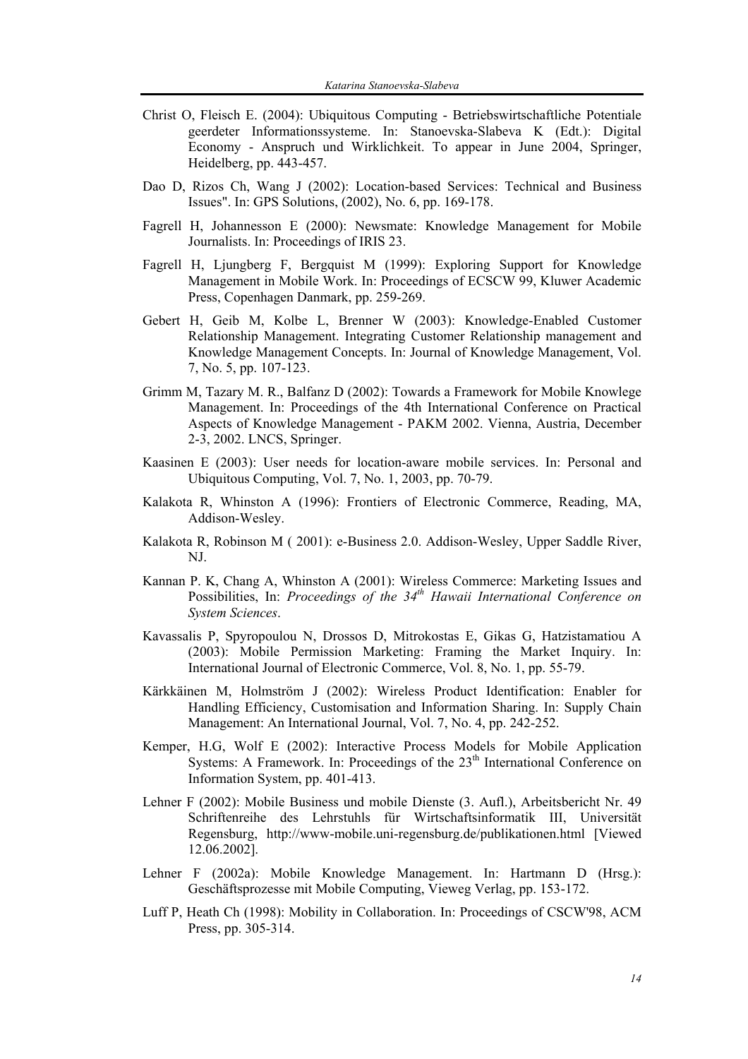Christ O, Fleisch E. (2004): Ubiquitous Computing - Betriebswirtschaftliche Potentiale geerdeter Informationssysteme. In: Stanoevska-Slabeva K (Edt.): Digital Economy - Anspruch und Wirklichkeit. To appear in June 2004, Springer, Heidelberg, pp. 443-457.

Dao D, Rizos Ch, Wang J (2002): Location-based Services: Technical and Business Issues". In: GPS Solutions, (2002), No. 6, pp. 169-178.

Fagrell H, Johannesson E (2000): Newsmate: Knowledge Management for Mobile Journalists. In: Proceedings of IRIS 23.

Fagrell H, Ljungberg F, Bergquist M (1999): Exploring Support for Knowledge Management in Mobile Work. In: Proceedings of ECSCW 99, Kluwer Academic Press, Copenhagen Danmark, pp. 259-269.

Gebert H, Geib M, Kolbe L, Brenner W (2003): Knowledge-Enabled Customer Relationship Management. Integrating Customer Relationship management and Knowledge Management Concepts. In: Journal of Knowledge Management, Vol. 7, No. 5, pp. 107-123.

Grimm M, Tazary M. R., Balfanz D (2002): Towards a Framework for Mobile Knowlege Management. In: Proceedings of the 4th International Conference on Practical Aspects of Knowledge Management - PAKM 2002. Vienna, Austria, December 2-3, 2002. LNCS, Springer.

Kaasinen E (2003): User needs for location-aware mobile services. In: Personal and Ubiquitous Computing, Vol. 7, No. 1, 2003, pp. 70-79.

Kalakota R, Whinston A (1996): Frontiers of Electronic Commerce, Reading, MA, Addison-Wesley.

Kalakota R, Robinson M ( 2001): e-Business 2.0. Addison-Wesley, Upper Saddle River, NJ.

Kannan P. K, Chang A, Whinston A (2001): Wireless Commerce: Marketing Issues and Possibilities, In: *Proceedings of the 34th Hawaii International Conference on System Sciences*.

Kavassalis P, Spyropoulou N, Drossos D, Mitrokostas E, Gikas G, Hatzistamatiou A (2003): Mobile Permission Marketing: Framing the Market Inquiry. In: International Journal of Electronic Commerce, Vol. 8, No. 1, pp. 55-79.

Kärkkäinen M, Holmström J (2002): Wireless Product Identification: Enabler for Handling Efficiency, Customisation and Information Sharing. In: Supply Chain Management: An International Journal, Vol. 7, No. 4, pp. 242-252.

Kemper, H.G, Wolf E (2002): Interactive Process Models for Mobile Application Systems: A Framework. In: Proceedings of the 23th International Conference on Information System, pp. 401-413.

Lehner F (2002): Mobile Business und mobile Dienste (3. Aufl.), Arbeitsbericht Nr. 49 Schriftenreihe des Lehrstuhls für Wirtschaftsinformatik III, Universität Regensburg, http://www-mobile.uni-regensburg.de/publikationen.html [Viewed 12.06.2002].

Lehner F (2002a): Mobile Knowledge Management. In: Hartmann D (Hrsg.): Geschäftsprozesse mit Mobile Computing, Vieweg Verlag, pp. 153-172.

Luff P, Heath Ch (1998): Mobility in Collaboration. In: Proceedings of CSCW'98, ACM Press, pp. 305-314.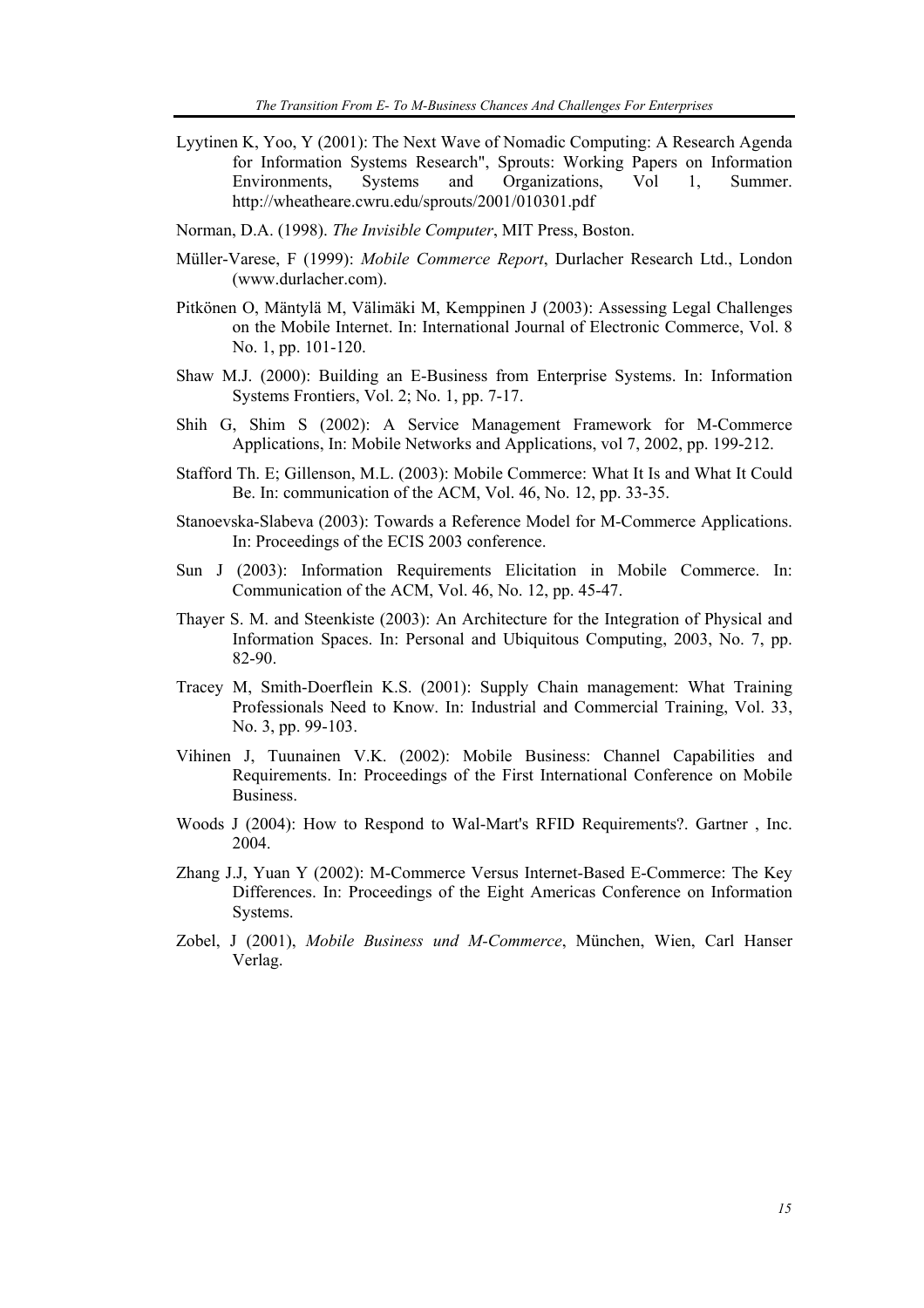Lyytinen K, Yoo, Y (2001): The Next Wave of Nomadic Computing: A Research Agenda for Information Systems Research", Sprouts: Working Papers on Information Environments, Systems and Organizations, Vol 1, Summer. http://wheatheare.cwru.edu/sprouts/2001/010301.pdf

Norman, D.A. (1998). *The Invisible Computer*, MIT Press, Boston.

Müller-Varese, F (1999): *Mobile Commerce Report*, Durlacher Research Ltd., London (www.durlacher.com).

Pitkönen O, Mäntylä M, Välimäki M, Kemppinen J (2003): Assessing Legal Challenges on the Mobile Internet. In: International Journal of Electronic Commerce, Vol. 8 No. 1, pp. 101-120.

Shaw M.J. (2000): Building an E-Business from Enterprise Systems. In: Information Systems Frontiers, Vol. 2; No. 1, pp. 7-17.

Shih G, Shim S (2002): A Service Management Framework for M-Commerce Applications, In: Mobile Networks and Applications, vol 7, 2002, pp. 199-212.

Stafford Th. E; Gillenson, M.L. (2003): Mobile Commerce: What It Is and What It Could Be. In: communication of the ACM, Vol. 46, No. 12, pp. 33-35.

Stanoevska-Slabeva (2003): Towards a Reference Model for M-Commerce Applications. In: Proceedings of the ECIS 2003 conference.

Sun J (2003): Information Requirements Elicitation in Mobile Commerce. In: Communication of the ACM, Vol. 46, No. 12, pp. 45-47.

Thayer S. M. and Steenkiste (2003): An Architecture for the Integration of Physical and Information Spaces. In: Personal and Ubiquitous Computing, 2003, No. 7, pp. 82-90.

Tracey M, Smith-Doerflein K.S. (2001): Supply Chain management: What Training Professionals Need to Know. In: Industrial and Commercial Training, Vol. 33, No. 3, pp. 99-103.

Vihinen J, Tuunainen V.K. (2002): Mobile Business: Channel Capabilities and Requirements. In: Proceedings of the First International Conference on Mobile Business.

Woods J (2004): How to Respond to Wal-Mart's RFID Requirements?. Gartner , Inc. 2004.

Zhang J.J, Yuan Y (2002): M-Commerce Versus Internet-Based E-Commerce: The Key Differences. In: Proceedings of the Eight Americas Conference on Information Systems.

Zobel, J (2001), *Mobile Business und M-Commerce*, München, Wien, Carl Hanser Verlag.